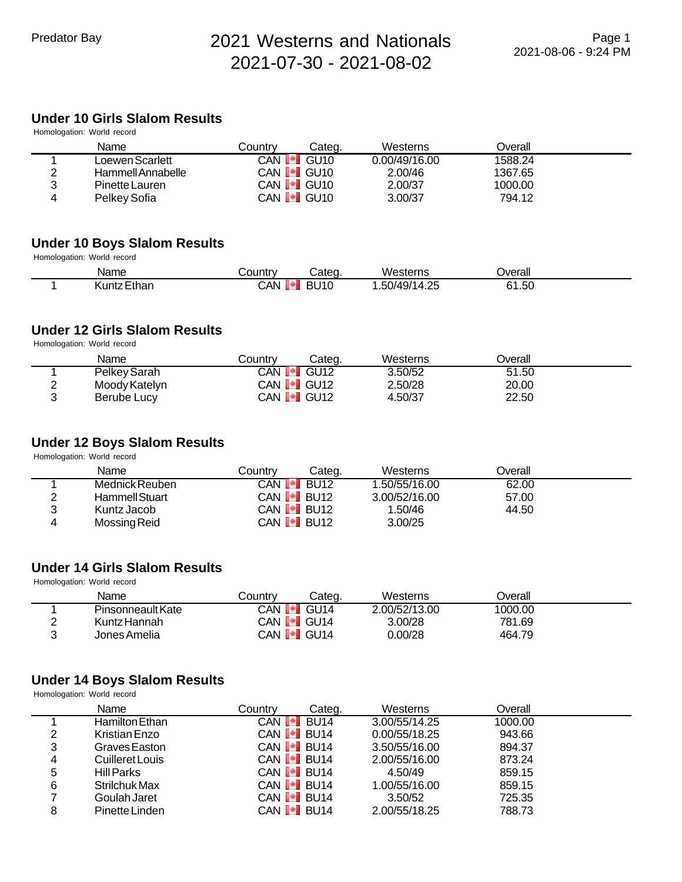# 2021 Westerns and Nationals

2021-07-30 - 2021-08-02

Predator Bay

## Under 10 Girls Slalom Results

Homologation: World record

| | Name | Country | Categ. | Westerns | Overall |
|---|---|---|---|---|---|
| 1 | Loewen Scarlett | CAN | GU10 | 0.00/49/16.00 | 1588.24 |
| 2 | Hammell Annabelle | CAN | GU10 | 2.00/46 | 1367.65 |
| 3 | Pinette Lauren | CAN | GU10 | 2.00/37 | 1000.00 |
| 4 | Pelkey Sofia | CAN | GU10 | 3.00/37 | 794.12 |

## Under 10 Boys Slalom Results

Homologation: World record

| | Name | Country | Categ. | Westerns | Overall |
|---|---|---|---|---|---|
| 1 | Kuntz Ethan | CAN | BU10 | 1.50/49/14.25 | 61.50 |

## Under 12 Girls Slalom Results

Homologation: World record

| | Name | Country | Categ. | Westerns | Overall |
|---|---|---|---|---|---|
| 1 | Pelkey Sarah | CAN | GU12 | 3.50/52 | 51.50 |
| 2 | Moody Katelyn | CAN | GU12 | 2.50/28 | 20.00 |
| 3 | Berube Lucy | CAN | GU12 | 4.50/37 | 22.50 |

## Under 12 Boys Slalom Results

Homologation: World record

| | Name | Country | Categ. | Westerns | Overall |
|---|---|---|---|---|---|
| 1 | Mednick Reuben | CAN | BU12 | 1.50/55/16.00 | 62.00 |
| 2 | Hammell Stuart | CAN | BU12 | 3.00/52/16.00 | 57.00 |
| 3 | Kuntz Jacob | CAN | BU12 | 1.50/46 | 44.50 |
| 4 | Mossing Reid | CAN | BU12 | 3.00/25 | |

## Under 14 Girls Slalom Results

Homologation: World record

| | Name | Country | Categ. | Westerns | Overall |
|---|---|---|---|---|---|
| 1 | Pinsonneault Kate | CAN | GU14 | 2.00/52/13.00 | 1000.00 |
| 2 | Kuntz Hannah | CAN | GU14 | 3.00/28 | 781.69 |
| 3 | Jones Amelia | CAN | GU14 | 0.00/28 | 464.79 |

## Under 14 Boys Slalom Results

Homologation: World record

| | Name | Country | Categ. | Westerns | Overall |
|---|---|---|---|---|---|
| 1 | Hamilton Ethan | CAN | BU14 | 3.00/55/14.25 | 1000.00 |
| 2 | Kristian Enzo | CAN | BU14 | 0.00/55/18.25 | 943.66 |
| 3 | Graves Easton | CAN | BU14 | 3.50/55/16.00 | 894.37 |
| 4 | Cuilleret Louis | CAN | BU14 | 2.00/55/16.00 | 873.24 |
| 5 | Hill Parks | CAN | BU14 | 4.50/49 | 859.15 |
| 6 | Strilchuk Max | CAN | BU14 | 1.00/55/16.00 | 859.15 |
| 7 | Goulah Jaret | CAN | BU14 | 3.50/52 | 725.35 |
| 8 | Pinette Linden | CAN | BU14 | 2.00/55/18.25 | 788.73 |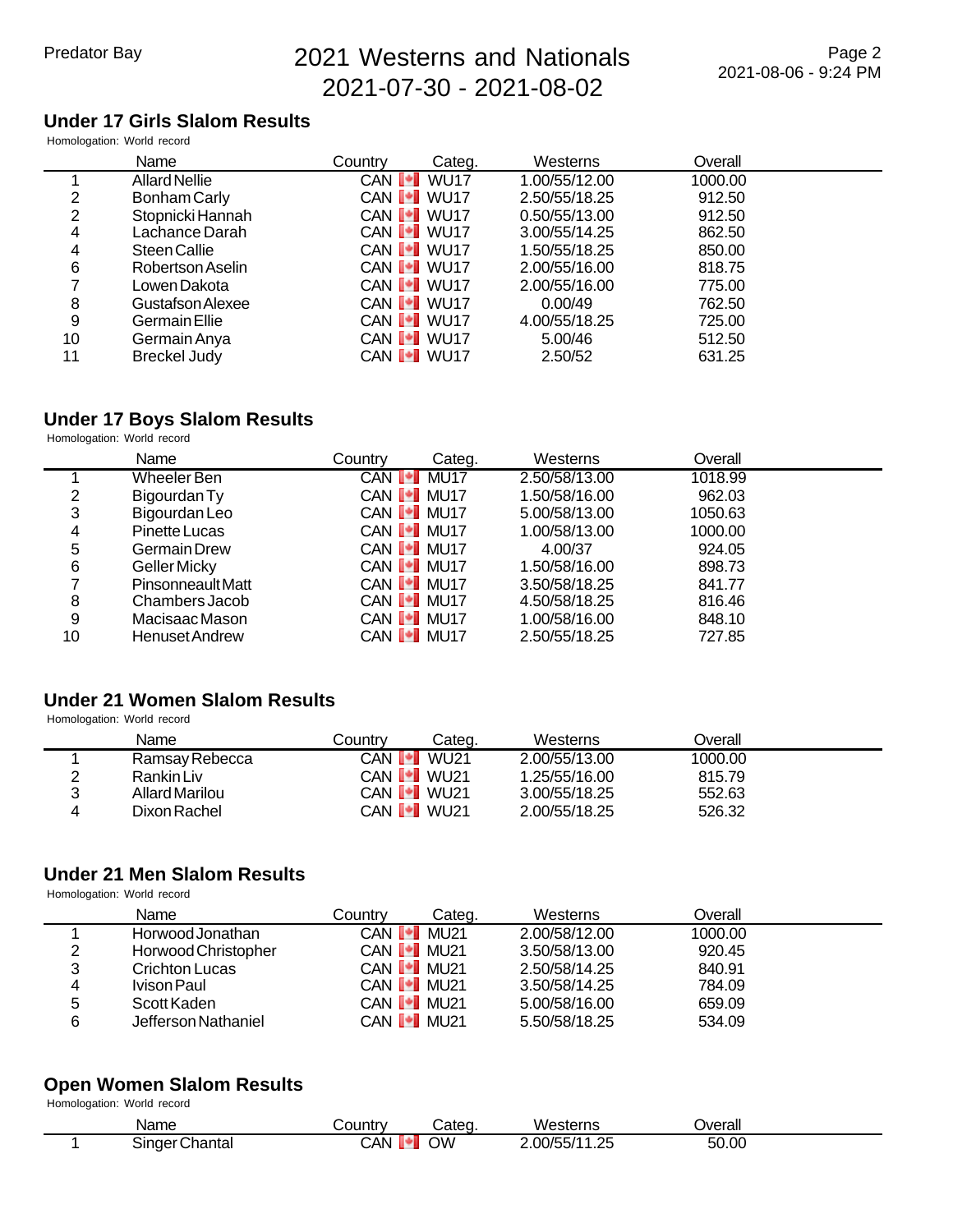## Under 17 Girls Slalom Results

Homologation: World record

| | Name | Country | Categ. | Westerns | Overall |
|---|---|---|---|---|---|
| 1 | Allard Nellie | CAN | WU17 | 1.00/55/12.00 | 1000.00 |
| 2 | Bonham Carly | CAN | WU17 | 2.50/55/18.25 | 912.50 |
| 2 | Stopnicki Hannah | CAN | WU17 | 0.50/55/13.00 | 912.50 |
| 4 | Lachance Darah | CAN | WU17 | 3.00/55/14.25 | 862.50 |
| 4 | Steen Callie | CAN | WU17 | 1.50/55/18.25 | 850.00 |
| 6 | Robertson Aselin | CAN | WU17 | 2.00/55/16.00 | 818.75 |
| 7 | Lowen Dakota | CAN | WU17 | 2.00/55/16.00 | 775.00 |
| 8 | Gustafson Alexee | CAN | WU17 | 0.00/49 | 762.50 |
| 9 | Germain Ellie | CAN | WU17 | 4.00/55/18.25 | 725.00 |
| 10 | Germain Anya | CAN | WU17 | 5.00/46 | 512.50 |
| 11 | Breckel Judy | CAN | WU17 | 2.50/52 | 631.25 |

## Under 17 Boys Slalom Results

Homologation: World record

| | Name | Country | Categ. | Westerns | Overall |
|---|---|---|---|---|---|
| 1 | Wheeler Ben | CAN | MU17 | 2.50/58/13.00 | 1018.99 |
| 2 | Bigourdan Ty | CAN | MU17 | 1.50/58/16.00 | 962.03 |
| 3 | Bigourdan Leo | CAN | MU17 | 5.00/58/13.00 | 1050.63 |
| 4 | Pinette Lucas | CAN | MU17 | 1.00/58/13.00 | 1000.00 |
| 5 | Germain Drew | CAN | MU17 | 4.00/37 | 924.05 |
| 6 | Geller Micky | CAN | MU17 | 1.50/58/16.00 | 898.73 |
| 7 | Pinsonneault Matt | CAN | MU17 | 3.50/58/18.25 | 841.77 |
| 8 | Chambers Jacob | CAN | MU17 | 4.50/58/18.25 | 816.46 |
| 9 | Macisaac Mason | CAN | MU17 | 1.00/58/16.00 | 848.10 |
| 10 | Henuset Andrew | CAN | MU17 | 2.50/55/18.25 | 727.85 |

## Under 21 Women Slalom Results

Homologation: World record

| | Name | Country | Categ. | Westerns | Overall |
|---|---|---|---|---|---|
| 1 | Ramsay Rebecca | CAN | WU21 | 2.00/55/13.00 | 1000.00 |
| 2 | Rankin Liv | CAN | WU21 | 1.25/55/16.00 | 815.79 |
| 3 | Allard Marilou | CAN | WU21 | 3.00/55/18.25 | 552.63 |
| 4 | Dixon Rachel | CAN | WU21 | 2.00/55/18.25 | 526.32 |

## Under 21 Men Slalom Results

Homologation: World record

| | Name | Country | Categ. | Westerns | Overall |
|---|---|---|---|---|---|
| 1 | Horwood Jonathan | CAN | MU21 | 2.00/58/12.00 | 1000.00 |
| 2 | Horwood Christopher | CAN | MU21 | 3.50/58/13.00 | 920.45 |
| 3 | Crichton Lucas | CAN | MU21 | 2.50/58/14.25 | 840.91 |
| 4 | Ivison Paul | CAN | MU21 | 3.50/58/14.25 | 784.09 |
| 5 | Scott Kaden | CAN | MU21 | 5.00/58/16.00 | 659.09 |
| 6 | Jefferson Nathaniel | CAN | MU21 | 5.50/58/18.25 | 534.09 |

## Open Women Slalom Results

Homologation: World record

| | Name | Country | Categ. | Westerns | Overall |
|---|---|---|---|---|---|
| 1 | Singer Chantal | CAN | OW | 2.00/55/11.25 | 50.00 |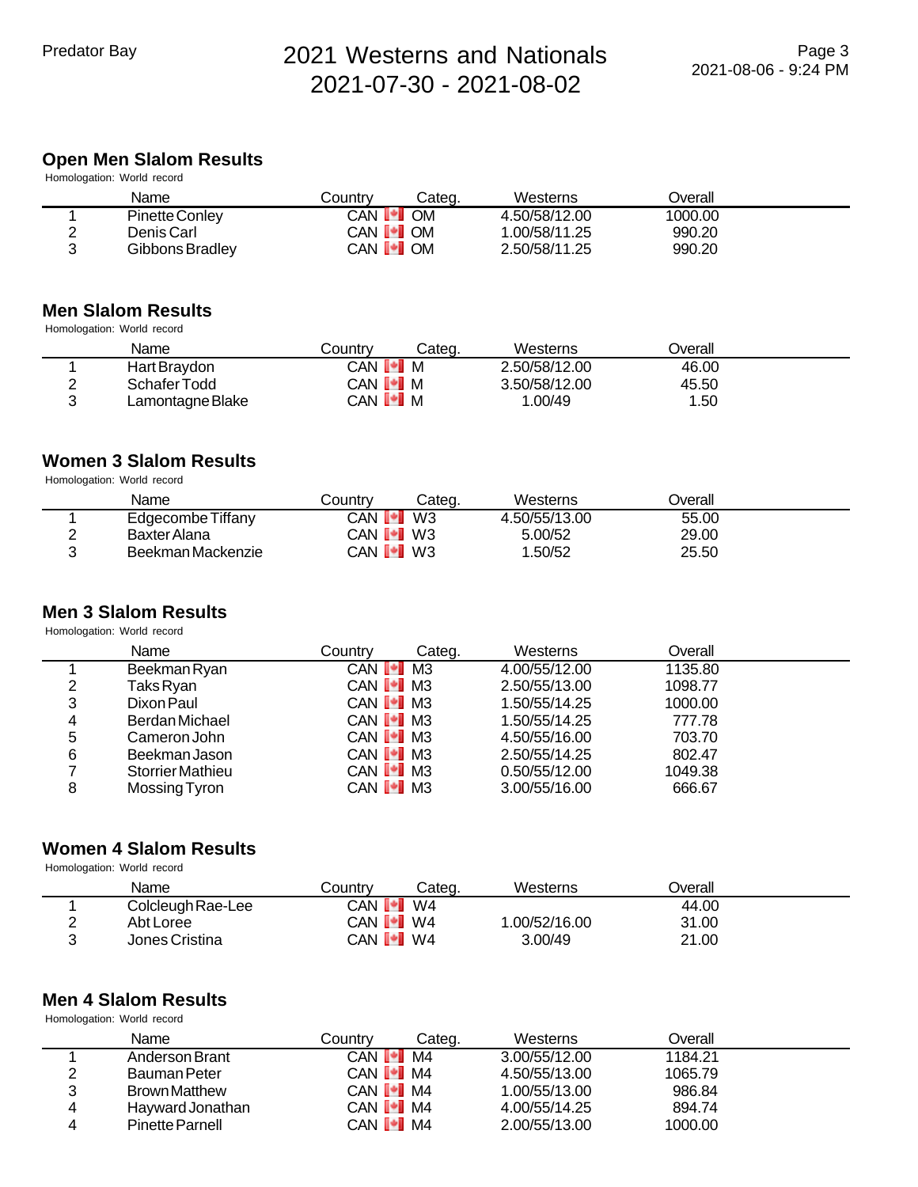## Open Men Slalom Results

Homologation: World record

| | Name | Country | Categ. | Westerns | Overall |
|---|---|---|---|---|---|
| 1 | Pinette Conley | CAN | OM | 4.50/58/12.00 | 1000.00 |
| 2 | Denis Carl | CAN | OM | 1.00/58/11.25 | 990.20 |
| 3 | Gibbons Bradley | CAN | OM | 2.50/58/11.25 | 990.20 |

## Men Slalom Results

Homologation: World record

| | Name | Country | Categ. | Westerns | Overall |
|---|---|---|---|---|---|
| 1 | Hart Braydon | CAN | M | 2.50/58/12.00 | 46.00 |
| 2 | Schafer Todd | CAN | M | 3.50/58/12.00 | 45.50 |
| 3 | Lamontagne Blake | CAN | M | 1.00/49 | 1.50 |

## Women 3 Slalom Results

Homologation: World record

| | Name | Country | Categ. | Westerns | Overall |
|---|---|---|---|---|---|
| 1 | Edgecombe Tiffany | CAN | W3 | 4.50/55/13.00 | 55.00 |
| 2 | Baxter Alana | CAN | W3 | 5.00/52 | 29.00 |
| 3 | Beekman Mackenzie | CAN | W3 | 1.50/52 | 25.50 |

## Men 3 Slalom Results

Homologation: World record

| | Name | Country | Categ. | Westerns | Overall |
|---|---|---|---|---|---|
| 1 | Beekman Ryan | CAN | M3 | 4.00/55/12.00 | 1135.80 |
| 2 | Taks Ryan | CAN | M3 | 2.50/55/13.00 | 1098.77 |
| 3 | Dixon Paul | CAN | M3 | 1.50/55/14.25 | 1000.00 |
| 4 | Berdan Michael | CAN | M3 | 1.50/55/14.25 | 777.78 |
| 5 | Cameron John | CAN | M3 | 4.50/55/16.00 | 703.70 |
| 6 | Beekman Jason | CAN | M3 | 2.50/55/14.25 | 802.47 |
| 7 | Storrier Mathieu | CAN | M3 | 0.50/55/12.00 | 1049.38 |
| 8 | Mossing Tyron | CAN | M3 | 3.00/55/16.00 | 666.67 |

## Women 4 Slalom Results

Homologation: World record

| | Name | Country | Categ. | Westerns | Overall |
|---|---|---|---|---|---|
| 1 | Colcleugh Rae-Lee | CAN | W4 | | 44.00 |
| 2 | Abt Loree | CAN | W4 | 1.00/52/16.00 | 31.00 |
| 3 | Jones Cristina | CAN | W4 | 3.00/49 | 21.00 |

## Men 4 Slalom Results

Homologation: World record

| | Name | Country | Categ. | Westerns | Overall |
|---|---|---|---|---|---|
| 1 | Anderson Brant | CAN | M4 | 3.00/55/12.00 | 1184.21 |
| 2 | Bauman Peter | CAN | M4 | 4.50/55/13.00 | 1065.79 |
| 3 | Brown Matthew | CAN | M4 | 1.00/55/13.00 | 986.84 |
| 4 | Hayward Jonathan | CAN | M4 | 4.00/55/14.25 | 894.74 |
| 4 | Pinette Parnell | CAN | M4 | 2.00/55/13.00 | 1000.00 |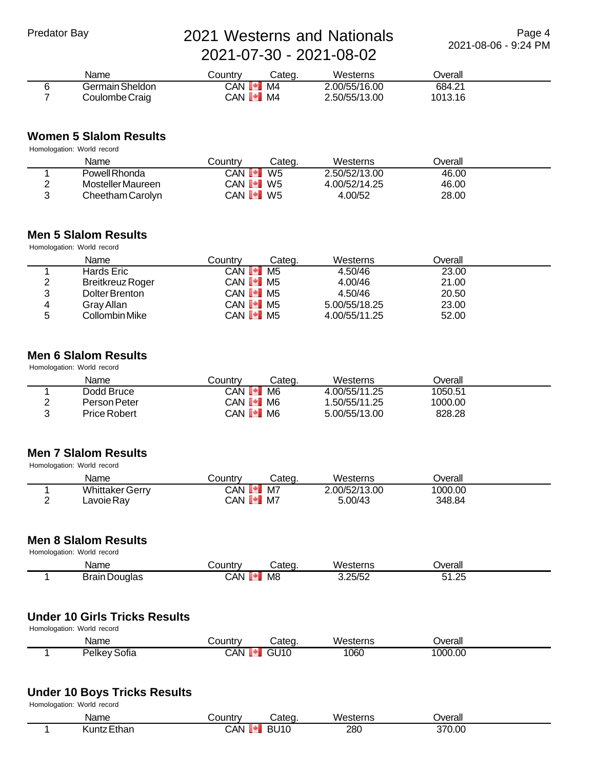| | Name | Country | Categ. | Westerns | Overall |
|---|---|---|---|---|---|
| 6 | Germain Sheldon | CAN | M4 | 2.00/55/16.00 | 684.21 |
| 7 | Coulombe Craig | CAN | M4 | 2.50/55/13.00 | 1013.16 |

## Women 5 Slalom Results

Homologation: World record

| | Name | Country | Categ. | Westerns | Overall |
|---|---|---|---|---|---|
| 1 | Powell Rhonda | CAN | W5 | 2.50/52/13.00 | 46.00 |
| 2 | Mosteller Maureen | CAN | W5 | 4.00/52/14.25 | 46.00 |
| 3 | Cheetham Carolyn | CAN | W5 | 4.00/52 | 28.00 |

## Men 5 Slalom Results

Homologation: World record

| | Name | Country | Categ. | Westerns | Overall |
|---|---|---|---|---|---|
| 1 | Hards Eric | CAN | M5 | 4.50/46 | 23.00 |
| 2 | Breitkreuz Roger | CAN | M5 | 4.00/46 | 21.00 |
| 3 | Dolter Brenton | CAN | M5 | 4.50/46 | 20.50 |
| 4 | Gray Allan | CAN | M5 | 5.00/55/18.25 | 23.00 |
| 5 | Collombin Mike | CAN | M5 | 4.00/55/11.25 | 52.00 |

## Men 6 Slalom Results

Homologation: World record

| | Name | Country | Categ. | Westerns | Overall |
|---|---|---|---|---|---|
| 1 | Dodd Bruce | CAN | M6 | 4.00/55/11.25 | 1050.51 |
| 2 | Person Peter | CAN | M6 | 1.50/55/11.25 | 1000.00 |
| 3 | Price Robert | CAN | M6 | 5.00/55/13.00 | 828.28 |

## Men 7 Slalom Results

Homologation: World record

| | Name | Country | Categ. | Westerns | Overall |
|---|---|---|---|---|---|
| 1 | Whittaker Gerry | CAN | M7 | 2.00/52/13.00 | 1000.00 |
| 2 | Lavoie Ray | CAN | M7 | 5.00/43 | 348.84 |

## Men 8 Slalom Results

Homologation: World record

| | Name | Country | Categ. | Westerns | Overall |
|---|---|---|---|---|---|
| 1 | Brain Douglas | CAN | M8 | 3.25/52 | 51.25 |

## Under 10 Girls Tricks Results

Homologation: World record

| | Name | Country | Categ. | Westerns | Overall |
|---|---|---|---|---|---|
| 1 | Pelkey Sofia | CAN | GU10 | 1060 | 1000.00 |

## Under 10 Boys Tricks Results

Homologation: World record

| | Name | Country | Categ. | Westerns | Overall |
|---|---|---|---|---|---|
| 1 | Kuntz Ethan | CAN | BU10 | 280 | 370.00 |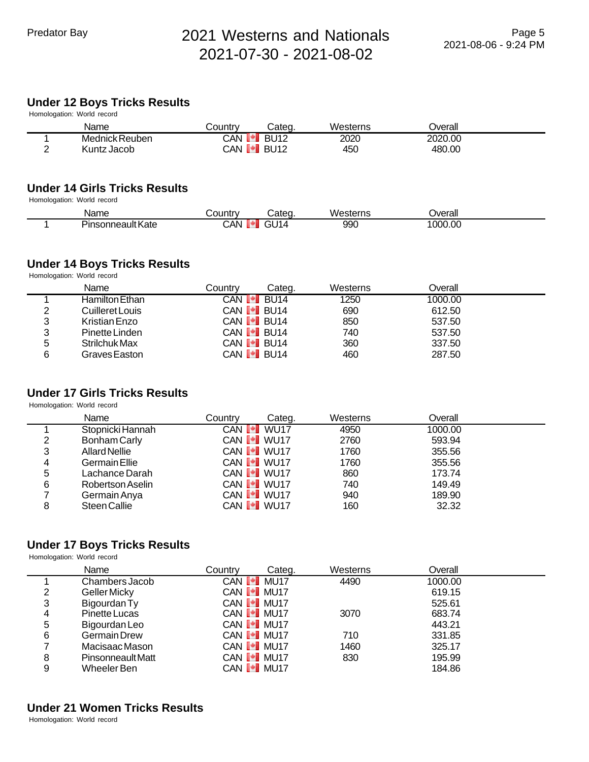## Under 12 Boys Tricks Results

Homologation: World record

| | Name | Country | Categ. | Westerns | Overall |
|---|---|---|---|---|---|
| 1 | Mednick Reuben | CAN | BU12 | 2020 | 2020.00 |
| 2 | Kuntz Jacob | CAN | BU12 | 450 | 480.00 |

## Under 14 Girls Tricks Results

Homologation: World record

| | Name | Country | Categ. | Westerns | Overall |
|---|---|---|---|---|---|
| 1 | Pinsonneault Kate | CAN | GU14 | 990 | 1000.00 |

## Under 14 Boys Tricks Results

Homologation: World record

| | Name | Country | Categ. | Westerns | Overall |
|---|---|---|---|---|---|
| 1 | Hamilton Ethan | CAN | BU14 | 1250 | 1000.00 |
| 2 | Cuilleret Louis | CAN | BU14 | 690 | 612.50 |
| 3 | Kristian Enzo | CAN | BU14 | 850 | 537.50 |
| 3 | Pinette Linden | CAN | BU14 | 740 | 537.50 |
| 5 | Strilchuk Max | CAN | BU14 | 360 | 337.50 |
| 6 | Graves Easton | CAN | BU14 | 460 | 287.50 |

## Under 17 Girls Tricks Results

Homologation: World record

| | Name | Country | Categ. | Westerns | Overall |
|---|---|---|---|---|---|
| 1 | Stopnicki Hannah | CAN | WU17 | 4950 | 1000.00 |
| 2 | Bonham Carly | CAN | WU17 | 2760 | 593.94 |
| 3 | Allard Nellie | CAN | WU17 | 1760 | 355.56 |
| 4 | Germain Ellie | CAN | WU17 | 1760 | 355.56 |
| 5 | Lachance Darah | CAN | WU17 | 860 | 173.74 |
| 6 | Robertson Aselin | CAN | WU17 | 740 | 149.49 |
| 7 | Germain Anya | CAN | WU17 | 940 | 189.90 |
| 8 | Steen Callie | CAN | WU17 | 160 | 32.32 |

## Under 17 Boys Tricks Results

Homologation: World record

| | Name | Country | Categ. | Westerns | Overall |
|---|---|---|---|---|---|
| 1 | Chambers Jacob | CAN | MU17 | 4490 | 1000.00 |
| 2 | Geller Micky | CAN | MU17 | | 619.15 |
| 3 | Bigourdan Ty | CAN | MU17 | | 525.61 |
| 4 | Pinette Lucas | CAN | MU17 | 3070 | 683.74 |
| 5 | Bigourdan Leo | CAN | MU17 | | 443.21 |
| 6 | Germain Drew | CAN | MU17 | 710 | 331.85 |
| 7 | Macisaac Mason | CAN | MU17 | 1460 | 325.17 |
| 8 | Pinsonneault Matt | CAN | MU17 | 830 | 195.99 |
| 9 | Wheeler Ben | CAN | MU17 | | 184.86 |

## Under 21 Women Tricks Results

Homologation: World record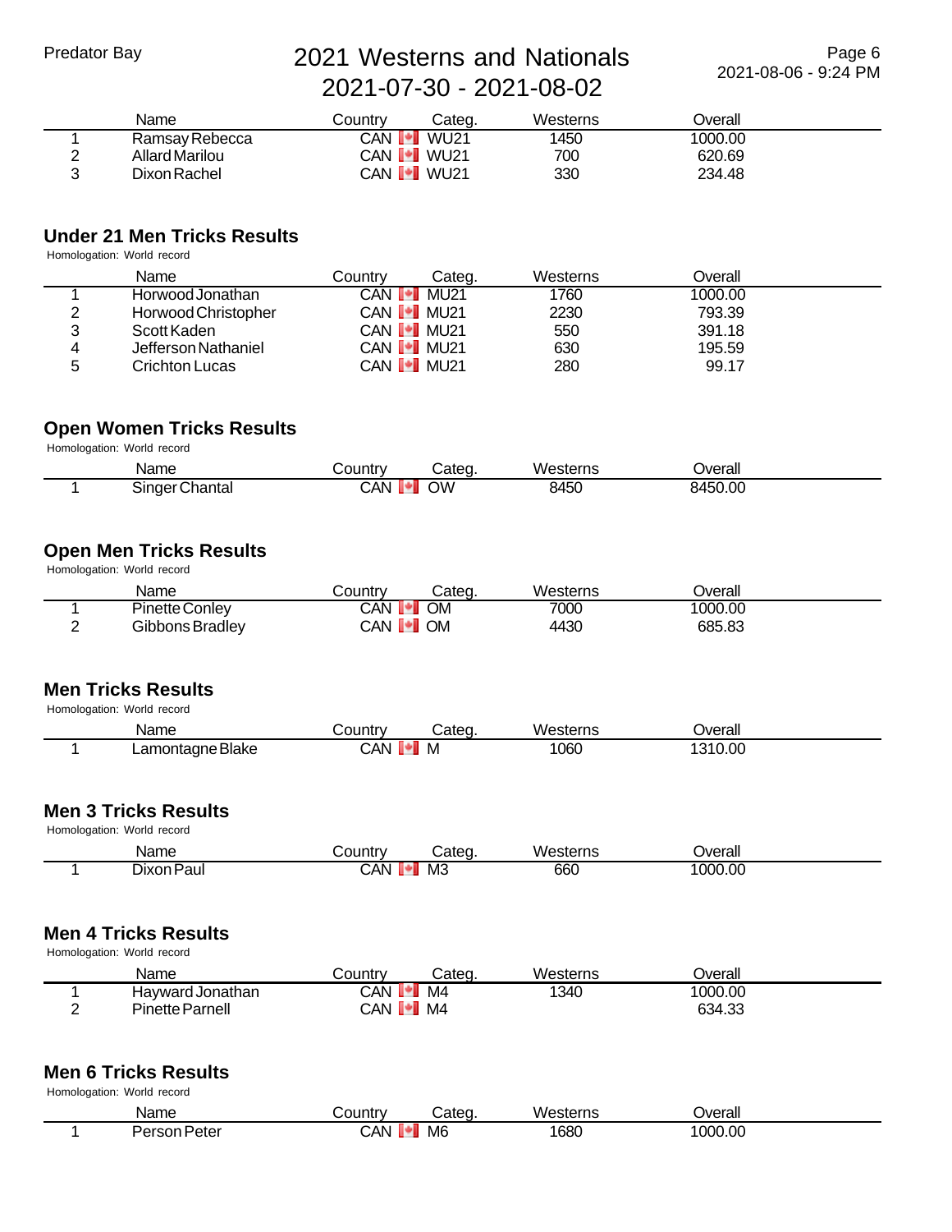| | Name | Country | Categ. | Westerns | Overall |
|---|---|---|---|---|---|
| 1 | Ramsay Rebecca | CAN | WU21 | 1450 | 1000.00 |
| 2 | Allard Marilou | CAN | WU21 | 700 | 620.69 |
| 3 | Dixon Rachel | CAN | WU21 | 330 | 234.48 |

## Under 21 Men Tricks Results

Homologation: World record

| | Name | Country | Categ. | Westerns | Overall |
|---|---|---|---|---|---|
| 1 | Horwood Jonathan | CAN | MU21 | 1760 | 1000.00 |
| 2 | Horwood Christopher | CAN | MU21 | 2230 | 793.39 |
| 3 | Scott Kaden | CAN | MU21 | 550 | 391.18 |
| 4 | Jefferson Nathaniel | CAN | MU21 | 630 | 195.59 |
| 5 | Crichton Lucas | CAN | MU21 | 280 | 99.17 |

## Open Women Tricks Results

Homologation: World record

| | Name | Country | Categ. | Westerns | Overall |
|---|---|---|---|---|---|
| 1 | Singer Chantal | CAN | OW | 8450 | 8450.00 |

## Open Men Tricks Results

Homologation: World record

| | Name | Country | Categ. | Westerns | Overall |
|---|---|---|---|---|---|
| 1 | Pinette Conley | CAN | OM | 7000 | 1000.00 |
| 2 | Gibbons Bradley | CAN | OM | 4430 | 685.83 |

## Men Tricks Results

Homologation: World record

| | Name | Country | Categ. | Westerns | Overall |
|---|---|---|---|---|---|
| 1 | Lamontagne Blake | CAN | M | 1060 | 1310.00 |

## Men 3 Tricks Results

Homologation: World record

| | Name | Country | Categ. | Westerns | Overall |
|---|---|---|---|---|---|
| 1 | Dixon Paul | CAN | M3 | 660 | 1000.00 |

## Men 4 Tricks Results

Homologation: World record

| | Name | Country | Categ. | Westerns | Overall |
|---|---|---|---|---|---|
| 1 | Hayward Jonathan | CAN | M4 | 1340 | 1000.00 |
| 2 | Pinette Parnell | CAN | M4 | | 634.33 |

## Men 6 Tricks Results

Homologation: World record

| | Name | Country | Categ. | Westerns | Overall |
|---|---|---|---|---|---|
| 1 | Person Peter | CAN | M6 | 1680 | 1000.00 |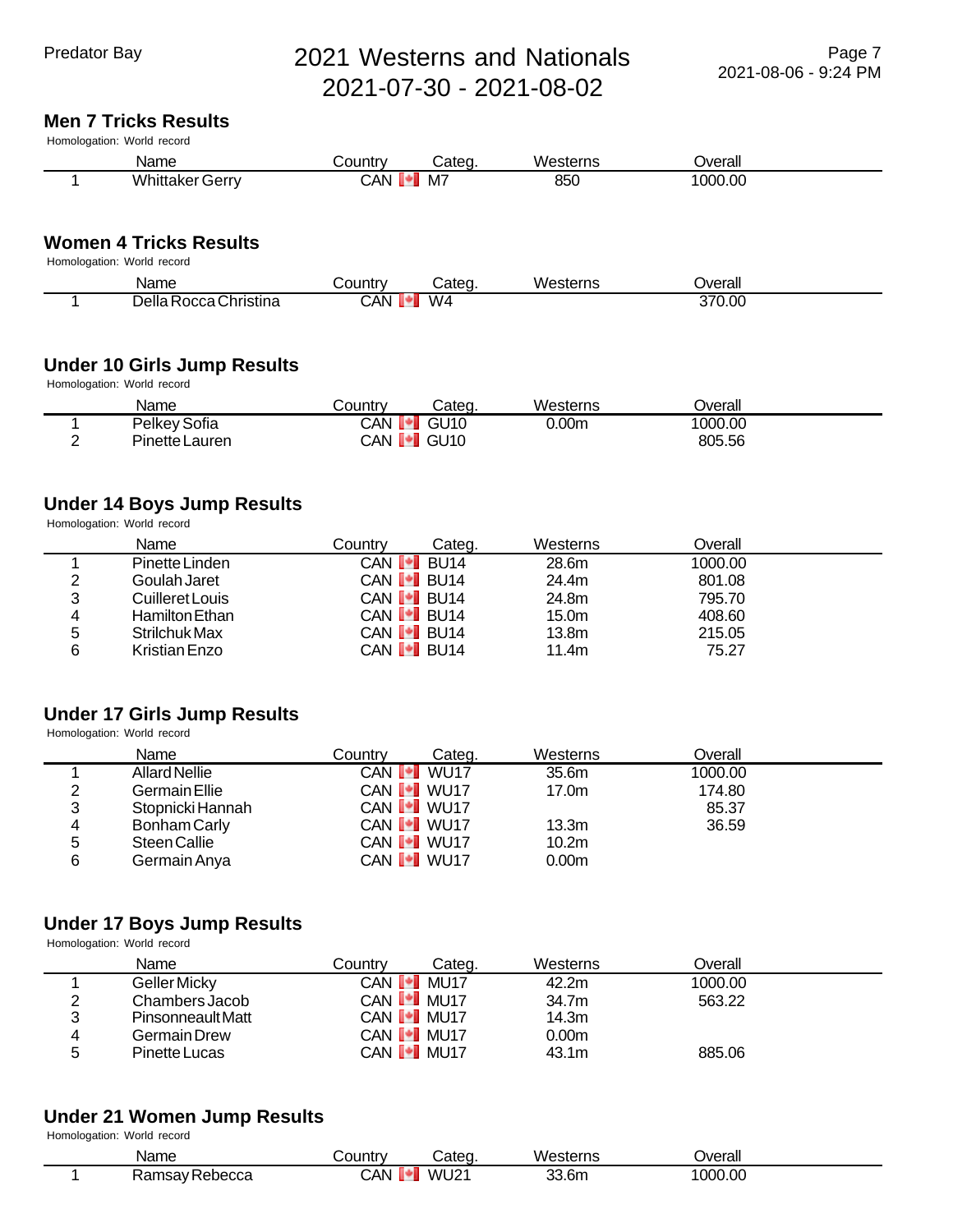# 2021 Westerns and Nationals

2021-07-30 - 2021-08-02

## Men 7 Tricks Results

Homologation: World record

| | Name | Country | Categ. | Westerns | Overall |
|---|---|---|---|---|---|
| 1 | Whittaker Gerry | CAN | M7 | 850 | 1000.00 |

## Women 4 Tricks Results

Homologation: World record

| | Name | Country | Categ. | Westerns | Overall |
|---|---|---|---|---|---|
| 1 | Della Rocca Christina | CAN | W4 | | 370.00 |

## Under 10 Girls Jump Results

Homologation: World record

| | Name | Country | Categ. | Westerns | Overall |
|---|---|---|---|---|---|
| 1 | Pelkey Sofia | CAN | GU10 | 0.00m | 1000.00 |
| 2 | Pinette Lauren | CAN | GU10 | | 805.56 |

## Under 14 Boys Jump Results

Homologation: World record

| | Name | Country | Categ. | Westerns | Overall |
|---|---|---|---|---|---|
| 1 | Pinette Linden | CAN | BU14 | 28.6m | 1000.00 |
| 2 | Goulah Jaret | CAN | BU14 | 24.4m | 801.08 |
| 3 | Cuilleret Louis | CAN | BU14 | 24.8m | 795.70 |
| 4 | Hamilton Ethan | CAN | BU14 | 15.0m | 408.60 |
| 5 | Strilchuk Max | CAN | BU14 | 13.8m | 215.05 |
| 6 | Kristian Enzo | CAN | BU14 | 11.4m | 75.27 |

## Under 17 Girls Jump Results

Homologation: World record

| | Name | Country | Categ. | Westerns | Overall |
|---|---|---|---|---|---|
| 1 | Allard Nellie | CAN | WU17 | 35.6m | 1000.00 |
| 2 | Germain Ellie | CAN | WU17 | 17.0m | 174.80 |
| 3 | Stopnicki Hannah | CAN | WU17 | | 85.37 |
| 4 | Bonham Carly | CAN | WU17 | 13.3m | 36.59 |
| 5 | Steen Callie | CAN | WU17 | 10.2m | |
| 6 | Germain Anya | CAN | WU17 | 0.00m | |

## Under 17 Boys Jump Results

Homologation: World record

| | Name | Country | Categ. | Westerns | Overall |
|---|---|---|---|---|---|
| 1 | Geller Micky | CAN | MU17 | 42.2m | 1000.00 |
| 2 | Chambers Jacob | CAN | MU17 | 34.7m | 563.22 |
| 3 | Pinsonneault Matt | CAN | MU17 | 14.3m | |
| 4 | Germain Drew | CAN | MU17 | 0.00m | |
| 5 | Pinette Lucas | CAN | MU17 | 43.1m | 885.06 |

## Under 21 Women Jump Results

Homologation: World record

| | Name | Country | Categ. | Westerns | Overall |
|---|---|---|---|---|---|
| 1 | Ramsay Rebecca | CAN | WU21 | 33.6m | 1000.00 |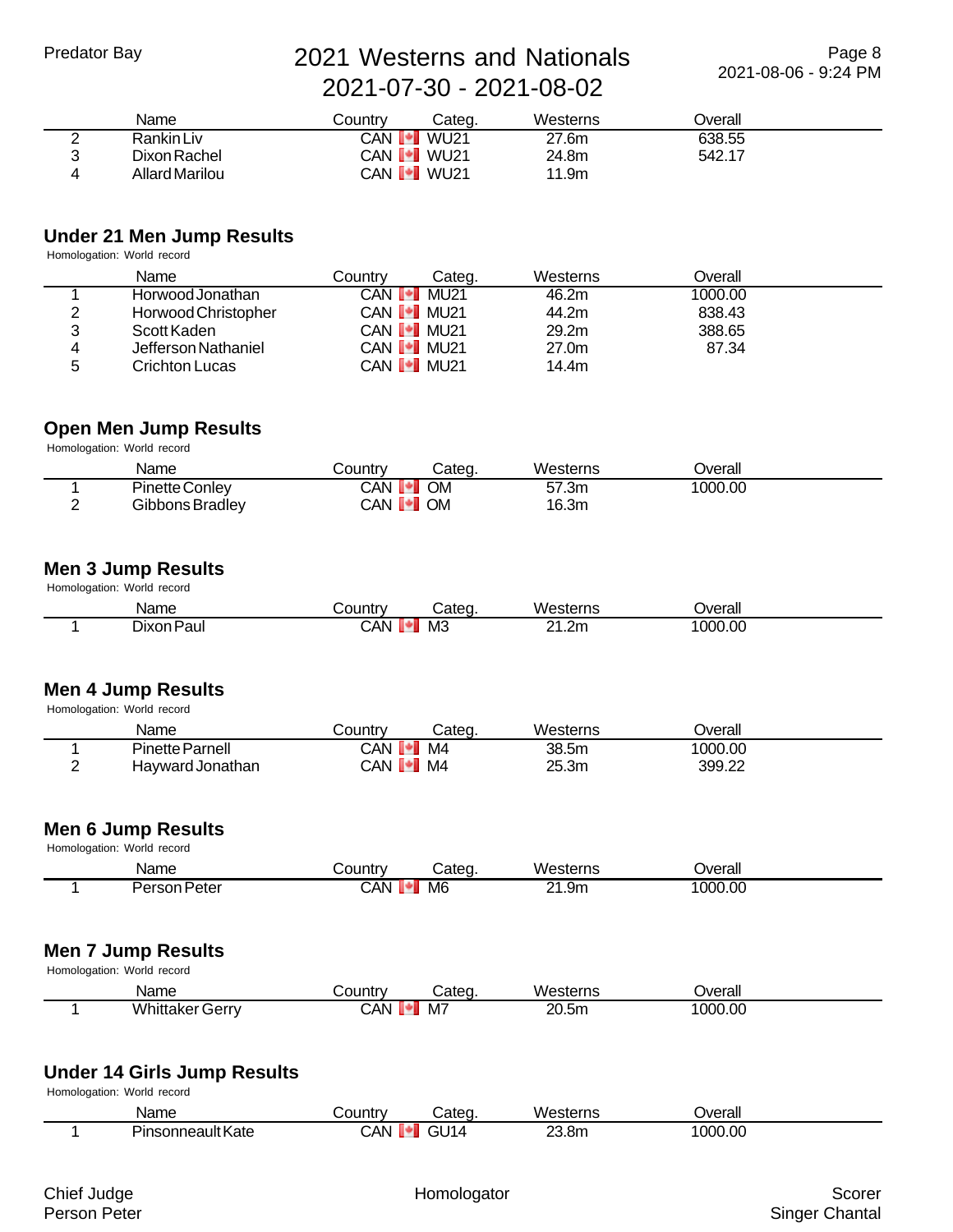| | Name | Country | Categ. | Westerns | Overall |
|---|---|---|---|---|---|
| 2 | Rankin Liv | CAN | WU21 | 27.6m | 638.55 |
| 3 | Dixon Rachel | CAN | WU21 | 24.8m | 542.17 |
| 4 | Allard Marilou | CAN | WU21 | 11.9m | |

## Under 21 Men Jump Results

Homologation: World record

| | Name | Country | Categ. | Westerns | Overall |
|---|---|---|---|---|---|
| 1 | Horwood Jonathan | CAN | MU21 | 46.2m | 1000.00 |
| 2 | Horwood Christopher | CAN | MU21 | 44.2m | 838.43 |
| 3 | Scott Kaden | CAN | MU21 | 29.2m | 388.65 |
| 4 | Jefferson Nathaniel | CAN | MU21 | 27.0m | 87.34 |
| 5 | Crichton Lucas | CAN | MU21 | 14.4m | |

## Open Men Jump Results

Homologation: World record

| | Name | Country | Categ. | Westerns | Overall |
|---|---|---|---|---|---|
| 1 | Pinette Conley | CAN | OM | 57.3m | 1000.00 |
| 2 | Gibbons Bradley | CAN | OM | 16.3m | |

## Men 3 Jump Results

Homologation: World record

| | Name | Country | Categ. | Westerns | Overall |
|---|---|---|---|---|---|
| 1 | Dixon Paul | CAN | M3 | 21.2m | 1000.00 |

## Men 4 Jump Results

Homologation: World record

| | Name | Country | Categ. | Westerns | Overall |
|---|---|---|---|---|---|
| 1 | Pinette Parnell | CAN | M4 | 38.5m | 1000.00 |
| 2 | Hayward Jonathan | CAN | M4 | 25.3m | 399.22 |

## Men 6 Jump Results

Homologation: World record

| | Name | Country | Categ. | Westerns | Overall |
|---|---|---|---|---|---|
| 1 | Person Peter | CAN | M6 | 21.9m | 1000.00 |

## Men 7 Jump Results

Homologation: World record

| | Name | Country | Categ. | Westerns | Overall |
|---|---|---|---|---|---|
| 1 | Whittaker Gerry | CAN | M7 | 20.5m | 1000.00 |

## Under 14 Girls Jump Results

Homologation: World record

| | Name | Country | Categ. | Westerns | Overall |
|---|---|---|---|---|---|
| 1 | Pinsonneault Kate | CAN | GU14 | 23.8m | 1000.00 |

Chief Judge
Person Peter

Homologator

Scorer
Singer Chantal